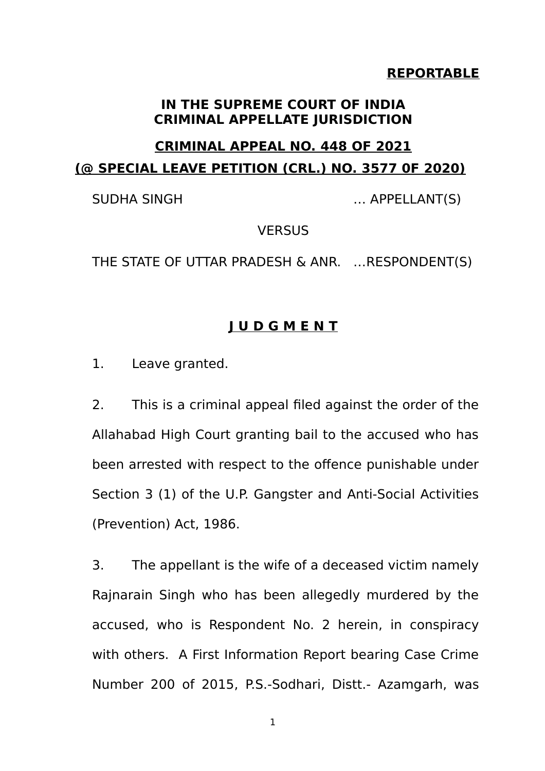**REPORTABLE**

**IN THE SUPREME COURT OF INDIA**
**CRIMINAL APPELLATE JURISDICTION**

**CRIMINAL APPEAL NO. 448 OF 2021**
**(@ SPECIAL LEAVE PETITION (CRL.) NO. 3577 0F 2020)**

SUDHA SINGH … APPELLANT(S)

VERSUS

THE STATE OF UTTAR PRADESH & ANR. …RESPONDENT(S)

**J U D G M E N T**

1. Leave granted.

2. This is a criminal appeal filed against the order of the Allahabad High Court granting bail to the accused who has been arrested with respect to the offence punishable under Section 3 (1) of the U.P. Gangster and Anti-Social Activities (Prevention) Act, 1986.

3. The appellant is the wife of a deceased victim namely Rajnarain Singh who has been allegedly murdered by the accused, who is Respondent No. 2 herein, in conspiracy with others. A First Information Report bearing Case Crime Number 200 of 2015, P.S.-Sodhari, Distt.- Azamgarh, was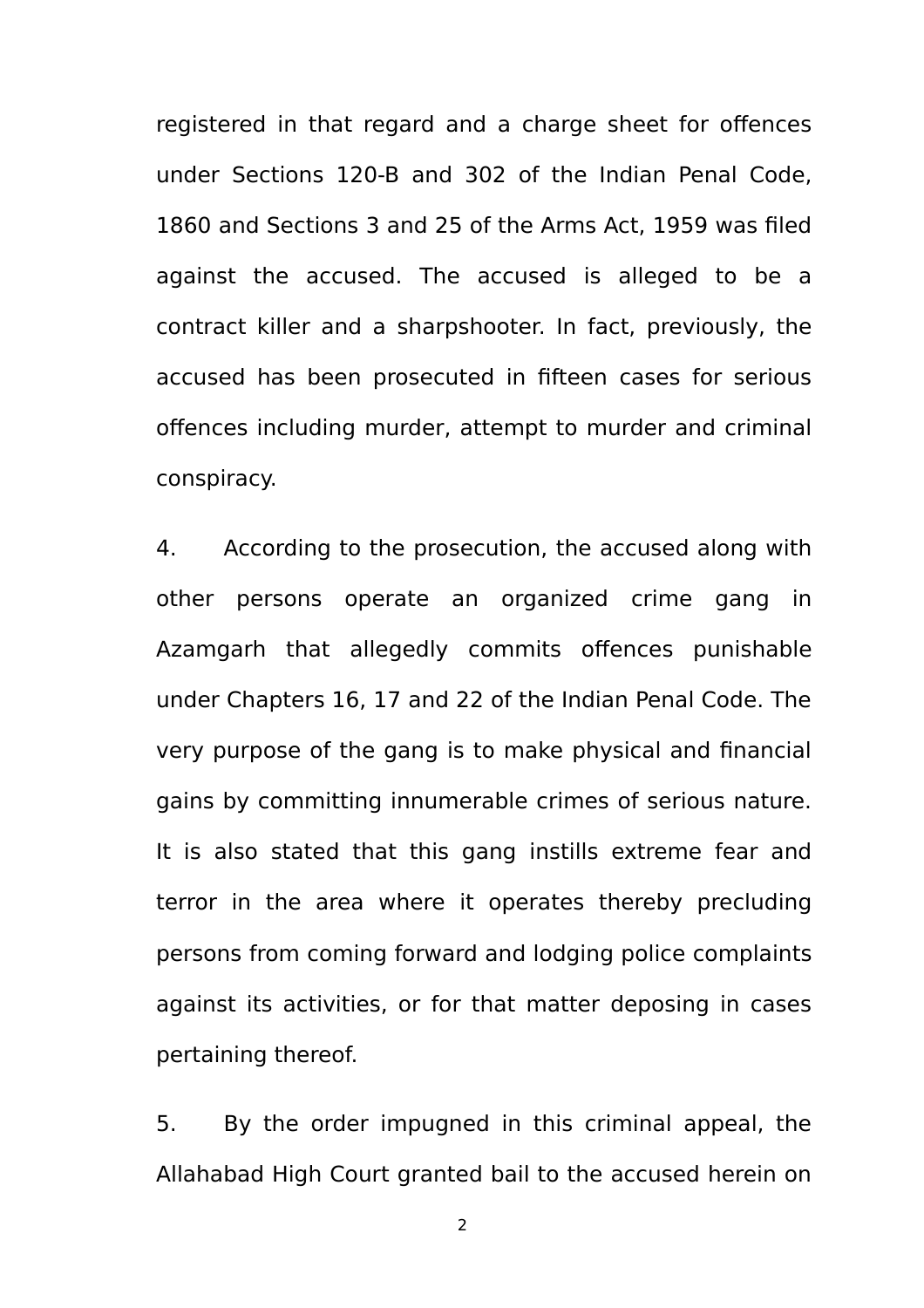registered in that regard and a charge sheet for offences under Sections 120-B and 302 of the Indian Penal Code, 1860 and Sections 3 and 25 of the Arms Act, 1959 was filed against the accused. The accused is alleged to be a contract killer and a sharpshooter. In fact, previously, the accused has been prosecuted in fifteen cases for serious offences including murder, attempt to murder and criminal conspiracy.

4. According to the prosecution, the accused along with other persons operate an organized crime gang in Azamgarh that allegedly commits offences punishable under Chapters 16, 17 and 22 of the Indian Penal Code. The very purpose of the gang is to make physical and financial gains by committing innumerable crimes of serious nature. It is also stated that this gang instills extreme fear and terror in the area where it operates thereby precluding persons from coming forward and lodging police complaints against its activities, or for that matter deposing in cases pertaining thereof.

5. By the order impugned in this criminal appeal, the Allahabad High Court granted bail to the accused herein on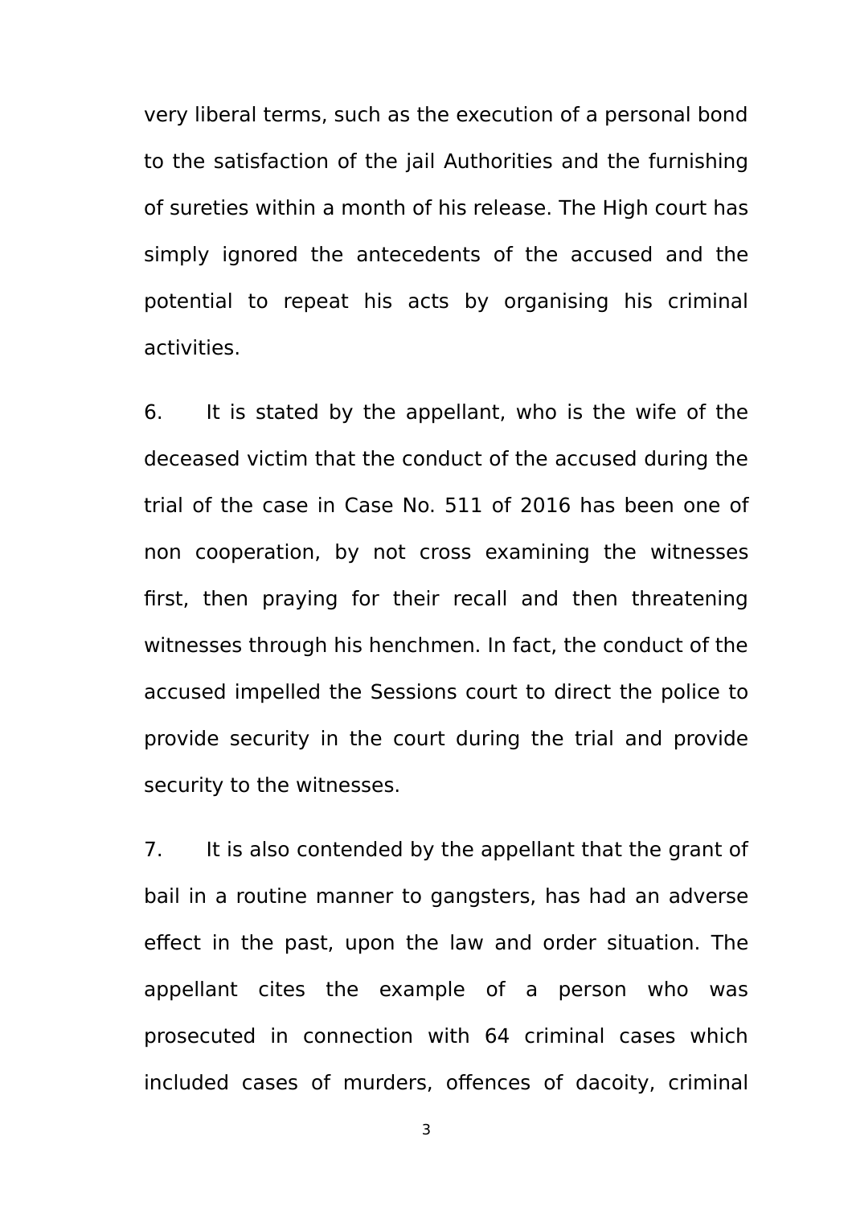very liberal terms, such as the execution of a personal bond to the satisfaction of the jail Authorities and the furnishing of sureties within a month of his release. The High court has simply ignored the antecedents of the accused and the potential to repeat his acts by organising his criminal activities.

6. It is stated by the appellant, who is the wife of the deceased victim that the conduct of the accused during the trial of the case in Case No. 511 of 2016 has been one of non cooperation, by not cross examining the witnesses first, then praying for their recall and then threatening witnesses through his henchmen. In fact, the conduct of the accused impelled the Sessions court to direct the police to provide security in the court during the trial and provide security to the witnesses.

7. It is also contended by the appellant that the grant of bail in a routine manner to gangsters, has had an adverse effect in the past, upon the law and order situation. The appellant cites the example of a person who was prosecuted in connection with 64 criminal cases which included cases of murders, offences of dacoity, criminal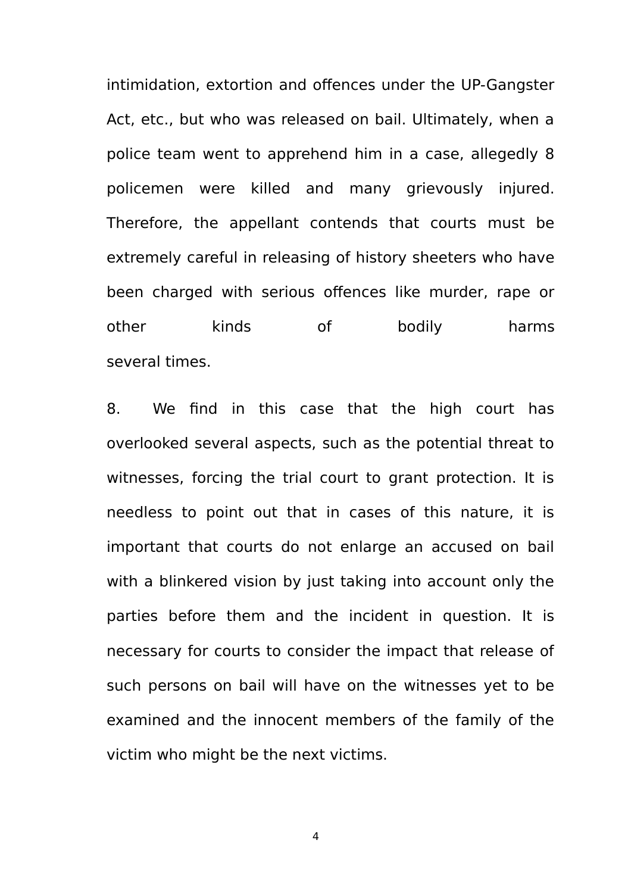intimidation, extortion and offences under the UP-Gangster Act, etc., but who was released on bail. Ultimately, when a police team went to apprehend him in a case, allegedly 8 policemen were killed and many grievously injured. Therefore, the appellant contends that courts must be extremely careful in releasing of history sheeters who have been charged with serious offences like murder, rape or other kinds of bodily harms several times.

8. We find in this case that the high court has overlooked several aspects, such as the potential threat to witnesses, forcing the trial court to grant protection. It is needless to point out that in cases of this nature, it is important that courts do not enlarge an accused on bail with a blinkered vision by just taking into account only the parties before them and the incident in question. It is necessary for courts to consider the impact that release of such persons on bail will have on the witnesses yet to be examined and the innocent members of the family of the victim who might be the next victims.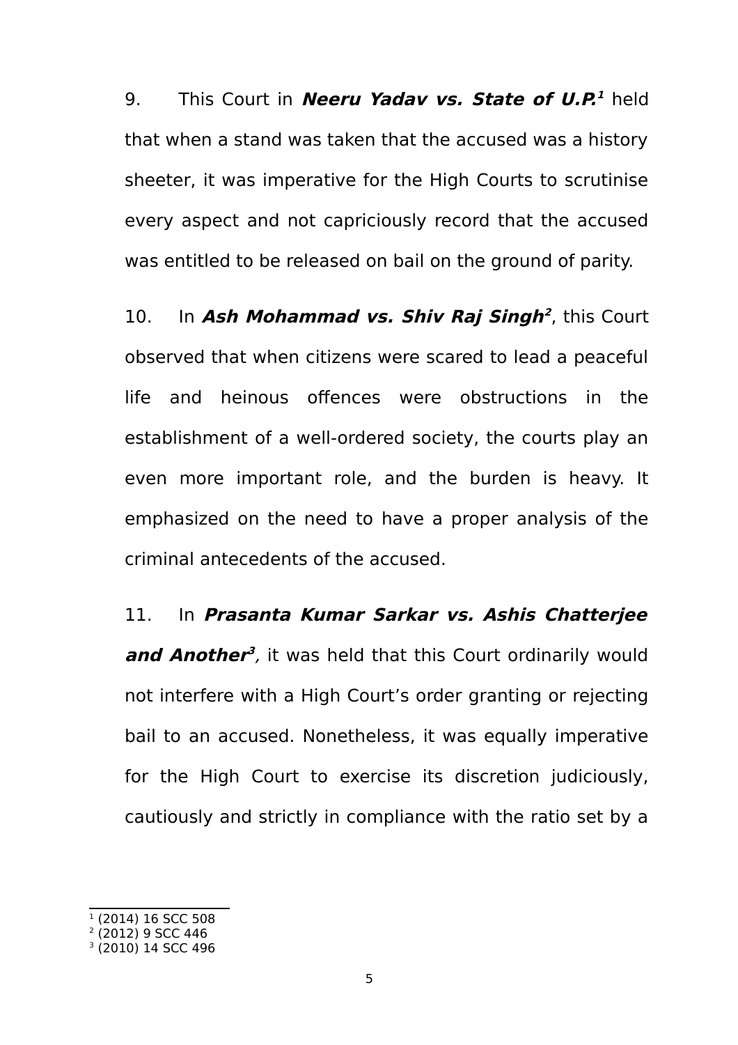9. This Court in ***Neeru Yadav vs. State of U.P.***[1] held that when a stand was taken that the accused was a history sheeter, it was imperative for the High Courts to scrutinise every aspect and not capriciously record that the accused was entitled to be released on bail on the ground of parity.

10. In ***Ash Mohammad vs. Shiv Raj Singh***[2], this Court observed that when citizens were scared to lead a peaceful life and heinous offences were obstructions in the establishment of a well-ordered society, the courts play an even more important role, and the burden is heavy. It emphasized on the need to have a proper analysis of the criminal antecedents of the accused.

11. In ***Prasanta Kumar Sarkar vs. Ashis Chatterjee and Another***[3]*,* it was held that this Court ordinarily would not interfere with a High Court's order granting or rejecting bail to an accused. Nonetheless, it was equally imperative for the High Court to exercise its discretion judiciously, cautiously and strictly in compliance with the ratio set by a

---

[1] (2014) 16 SCC 508
[2] (2012) 9 SCC 446
[3] (2010) 14 SCC 496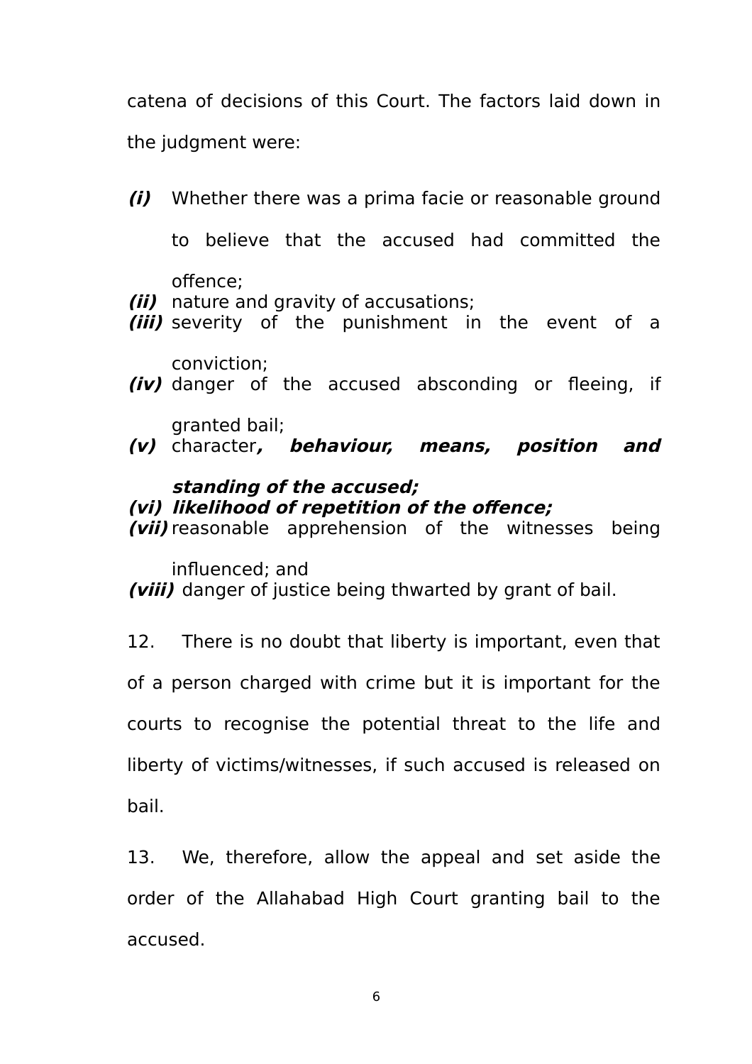catena of decisions of this Court. The factors laid down in the judgment were:

***(i)*** Whether there was a prima facie or reasonable ground to believe that the accused had committed the offence;
***(ii)*** nature and gravity of accusations;
***(iii)*** severity of the punishment in the event of a conviction;
***(iv)*** danger of the accused absconding or fleeing, if granted bail;
***(v)*** character***, behaviour, means, position and standing of the accused;***
***(vi) likelihood of repetition of the offence;***
***(vii)*** reasonable apprehension of the witnesses being influenced; and
***(viii)*** danger of justice being thwarted by grant of bail.

12. There is no doubt that liberty is important, even that of a person charged with crime but it is important for the courts to recognise the potential threat to the life and liberty of victims/witnesses, if such accused is released on bail.

13. We, therefore, allow the appeal and set aside the order of the Allahabad High Court granting bail to the accused.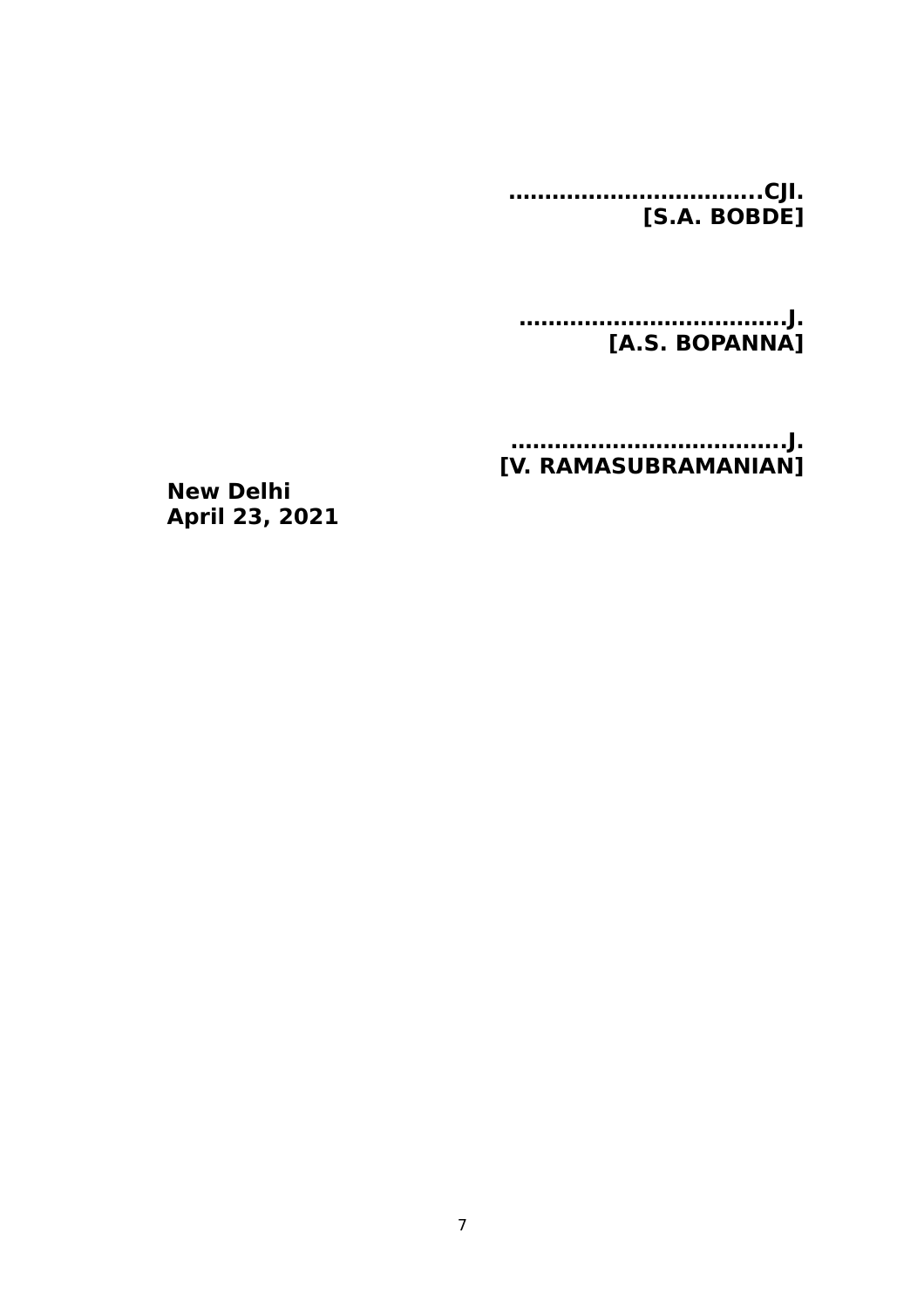**..................................CJI.**
**[S.A. BOBDE]**

**....................................J.**
**[A.S. BOPANNA]**

**.....................................J.**
**[V. RAMASUBRAMANIAN]**

**New Delhi**
**April 23, 2021**